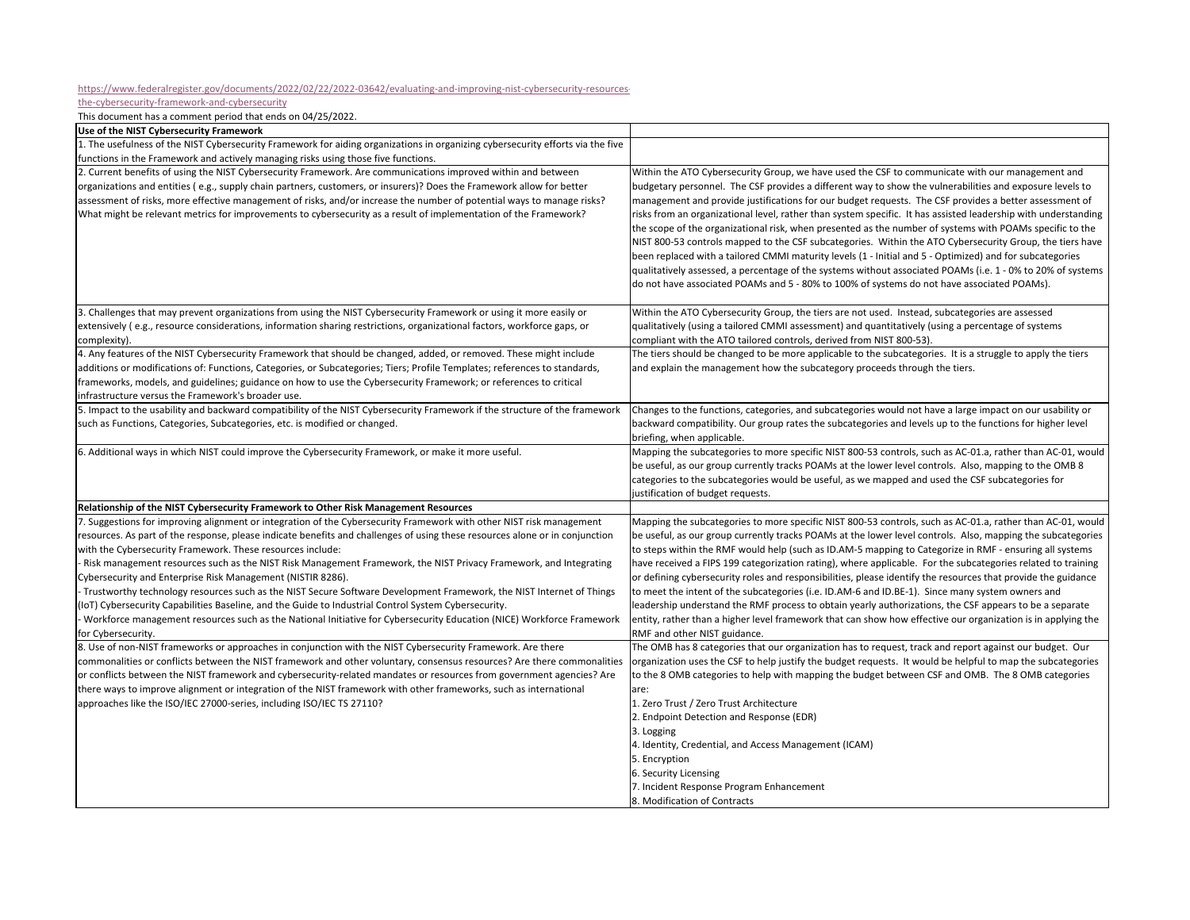https://www.federalregister.gov/documents/2022/02/22/2022-03642/evaluating-and-improving-nist-cybersecurity-resources-the-cybersecurity-framework-and-cybersecurity

This document has a comment period that ends on 04/25/2022.

| **Use of the NIST Cybersecurity Framework** | |
|---|---|
| 1. The usefulness of the NIST Cybersecurity Framework for aiding organizations in organizing cybersecurity efforts via the five functions in the Framework and actively managing risks using those five functions. | |
| 2. Current benefits of using the NIST Cybersecurity Framework. Are communications improved within and between organizations and entities ( e.g., supply chain partners, customers, or insurers)? Does the Framework allow for better assessment of risks, more effective management of risks, and/or increase the number of potential ways to manage risks? What might be relevant metrics for improvements to cybersecurity as a result of implementation of the Framework? | Within the ATO Cybersecurity Group, we have used the CSF to communicate with our management and budgetary personnel. The CSF provides a different way to show the vulnerabilities and exposure levels to management and provide justifications for our budget requests. The CSF provides a better assessment of risks from an organizational level, rather than system specific. It has assisted leadership with understanding the scope of the organizational risk, when presented as the number of systems with POAMs specific to the NIST 800-53 controls mapped to the CSF subcategories. Within the ATO Cybersecurity Group, the tiers have been replaced with a tailored CMMI maturity levels (1 - Initial and 5 - Optimized) and for subcategories qualitatively assessed, a percentage of the systems without associated POAMs (i.e. 1 - 0% to 20% of systems do not have associated POAMs and 5 - 80% to 100% of systems do not have associated POAMs). |
| 3. Challenges that may prevent organizations from using the NIST Cybersecurity Framework or using it more easily or extensively ( e.g., resource considerations, information sharing restrictions, organizational factors, workforce gaps, or complexity). | Within the ATO Cybersecurity Group, the tiers are not used. Instead, subcategories are assessed qualitatively (using a tailored CMMI assessment) and quantitatively (using a percentage of systems compliant with the ATO tailored controls, derived from NIST 800-53). |
| 4. Any features of the NIST Cybersecurity Framework that should be changed, added, or removed. These might include additions or modifications of: Functions, Categories, or Subcategories; Tiers; Profile Templates; references to standards, frameworks, models, and guidelines; guidance on how to use the Cybersecurity Framework; or references to critical infrastructure versus the Framework's broader use. | The tiers should be changed to be more applicable to the subcategories. It is a struggle to apply the tiers and explain the management how the subcategory proceeds through the tiers. |
| 5. Impact to the usability and backward compatibility of the NIST Cybersecurity Framework if the structure of the framework such as Functions, Categories, Subcategories, etc. is modified or changed. | Changes to the functions, categories, and subcategories would not have a large impact on our usability or backward compatibility. Our group rates the subcategories and levels up to the functions for higher level briefing, when applicable. |
| 6. Additional ways in which NIST could improve the Cybersecurity Framework, or make it more useful. | Mapping the subcategories to more specific NIST 800-53 controls, such as AC-01.a, rather than AC-01, would be useful, as our group currently tracks POAMs at the lower level controls. Also, mapping to the OMB 8 categories to the subcategories would be useful, as we mapped and used the CSF subcategories for justification of budget requests. |
| **Relationship of the NIST Cybersecurity Framework to Other Risk Management Resources** | |
| 7. Suggestions for improving alignment or integration of the Cybersecurity Framework with other NIST risk management resources. As part of the response, please indicate benefits and challenges of using these resources alone or in conjunction with the Cybersecurity Framework. These resources include:<br>- Risk management resources such as the NIST Risk Management Framework, the NIST Privacy Framework, and Integrating Cybersecurity and Enterprise Risk Management (NISTIR 8286).<br>- Trustworthy technology resources such as the NIST Secure Software Development Framework, the NIST Internet of Things (IoT) Cybersecurity Capabilities Baseline, and the Guide to Industrial Control System Cybersecurity.<br>- Workforce management resources such as the National Initiative for Cybersecurity Education (NICE) Workforce Framework for Cybersecurity. | Mapping the subcategories to more specific NIST 800-53 controls, such as AC-01.a, rather than AC-01, would be useful, as our group currently tracks POAMs at the lower level controls. Also, mapping the subcategories to steps within the RMF would help (such as ID.AM-5 mapping to Categorize in RMF - ensuring all systems have received a FIPS 199 categorization rating), where applicable. For the subcategories related to training or defining cybersecurity roles and responsibilities, please identify the resources that provide the guidance to meet the intent of the subcategories (i.e. ID.AM-6 and ID.BE-1). Since many system owners and leadership understand the RMF process to obtain yearly authorizations, the CSF appears to be a separate entity, rather than a higher level framework that can show how effective our organization is in applying the RMF and other NIST guidance. |
| 8. Use of non-NIST frameworks or approaches in conjunction with the NIST Cybersecurity Framework. Are there commonalities or conflicts between the NIST framework and other voluntary, consensus resources? Are there commonalities or conflicts between the NIST framework and cybersecurity-related mandates or resources from government agencies? Are there ways to improve alignment or integration of the NIST framework with other frameworks, such as international approaches like the ISO/IEC 27000-series, including ISO/IEC TS 27110? | The OMB has 8 categories that our organization has to request, track and report against our budget. Our organization uses the CSF to help justify the budget requests. It would be helpful to map the subcategories to the 8 OMB categories to help with mapping the budget between CSF and OMB. The 8 OMB categories are:<br>1. Zero Trust / Zero Trust Architecture<br>2. Endpoint Detection and Response (EDR)<br>3. Logging<br>4. Identity, Credential, and Access Management (ICAM)<br>5. Encryption<br>6. Security Licensing<br>7. Incident Response Program Enhancement<br>8. Modification of Contracts |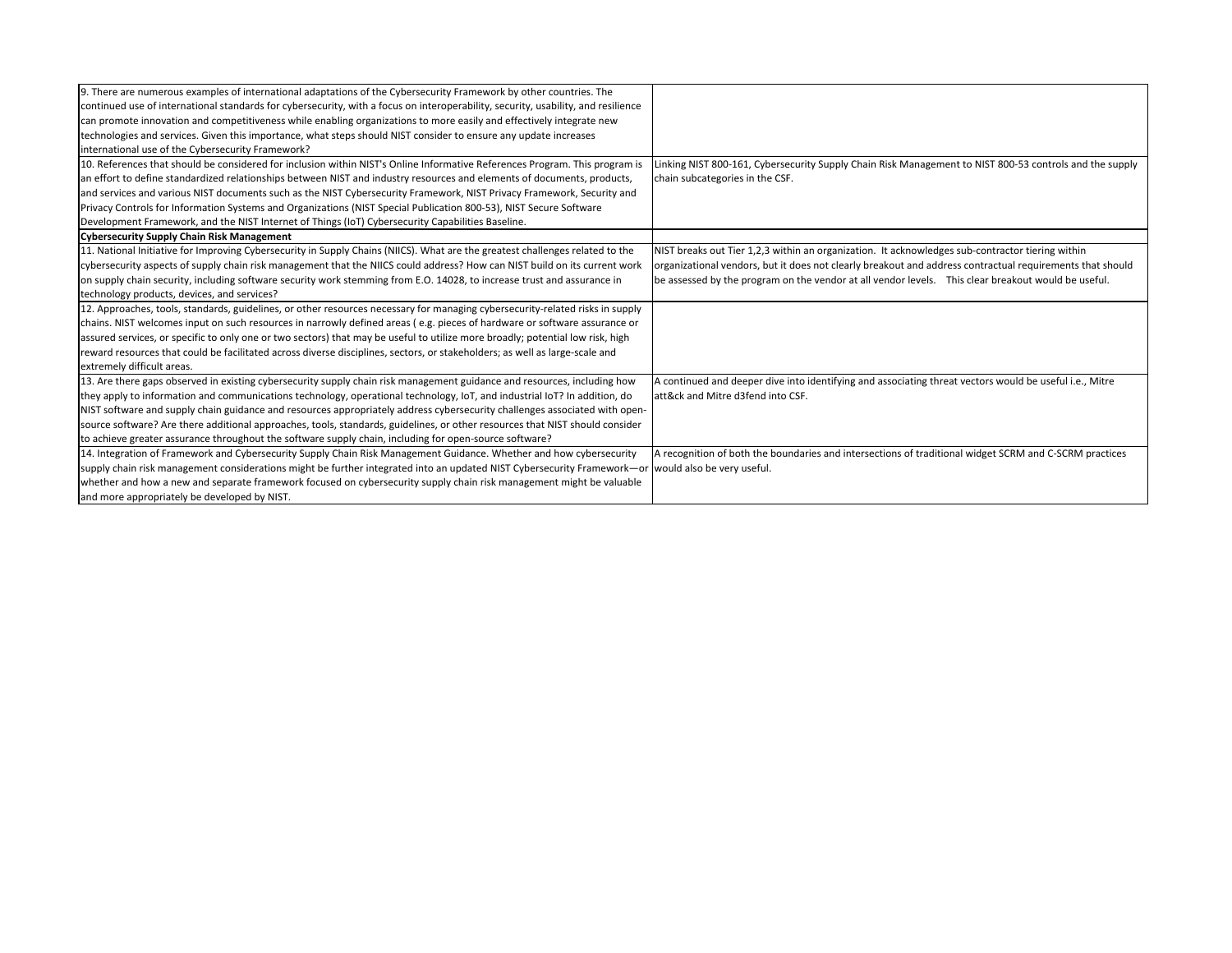| | |
|---|---|
| 9. There are numerous examples of international adaptations of the Cybersecurity Framework by other countries. The continued use of international standards for cybersecurity, with a focus on interoperability, security, usability, and resilience can promote innovation and competitiveness while enabling organizations to more easily and effectively integrate new technologies and services. Given this importance, what steps should NIST consider to ensure any update increases international use of the Cybersecurity Framework? | |
| 10. References that should be considered for inclusion within NIST's Online Informative References Program. This program is an effort to define standardized relationships between NIST and industry resources and elements of documents, products, and services and various NIST documents such as the NIST Cybersecurity Framework, NIST Privacy Framework, Security and Privacy Controls for Information Systems and Organizations (NIST Special Publication 800-53), NIST Secure Software Development Framework, and the NIST Internet of Things (IoT) Cybersecurity Capabilities Baseline. | Linking NIST 800-161, Cybersecurity Supply Chain Risk Management to NIST 800-53 controls and the supply chain subcategories in the CSF. |
| **Cybersecurity Supply Chain Risk Management** | |
| 11. National Initiative for Improving Cybersecurity in Supply Chains (NIICS). What are the greatest challenges related to the cybersecurity aspects of supply chain risk management that the NIICS could address? How can NIST build on its current work on supply chain security, including software security work stemming from E.O. 14028, to increase trust and assurance in technology products, devices, and services? | NIST breaks out Tier 1,2,3 within an organization. It acknowledges sub-contractor tiering within organizational vendors, but it does not clearly breakout and address contractual requirements that should be assessed by the program on the vendor at all vendor levels. This clear breakout would be useful. |
| 12. Approaches, tools, standards, guidelines, or other resources necessary for managing cybersecurity-related risks in supply chains. NIST welcomes input on such resources in narrowly defined areas ( e.g. pieces of hardware or software assurance or assured services, or specific to only one or two sectors) that may be useful to utilize more broadly; potential low risk, high reward resources that could be facilitated across diverse disciplines, sectors, or stakeholders; as well as large-scale and extremely difficult areas. | |
| 13. Are there gaps observed in existing cybersecurity supply chain risk management guidance and resources, including how they apply to information and communications technology, operational technology, IoT, and industrial IoT? In addition, do NIST software and supply chain guidance and resources appropriately address cybersecurity challenges associated with open-source software? Are there additional approaches, tools, standards, guidelines, or other resources that NIST should consider to achieve greater assurance throughout the software supply chain, including for open-source software? | A continued and deeper dive into identifying and associating threat vectors would be useful i.e., Mitre att&ck and Mitre d3fend into CSF. |
| 14. Integration of Framework and Cybersecurity Supply Chain Risk Management Guidance. Whether and how cybersecurity supply chain risk management considerations might be further integrated into an updated NIST Cybersecurity Framework—or whether and how a new and separate framework focused on cybersecurity supply chain risk management might be valuable and more appropriately be developed by NIST. | A recognition of both the boundaries and intersections of traditional widget SCRM and C-SCRM practices would also be very useful. |